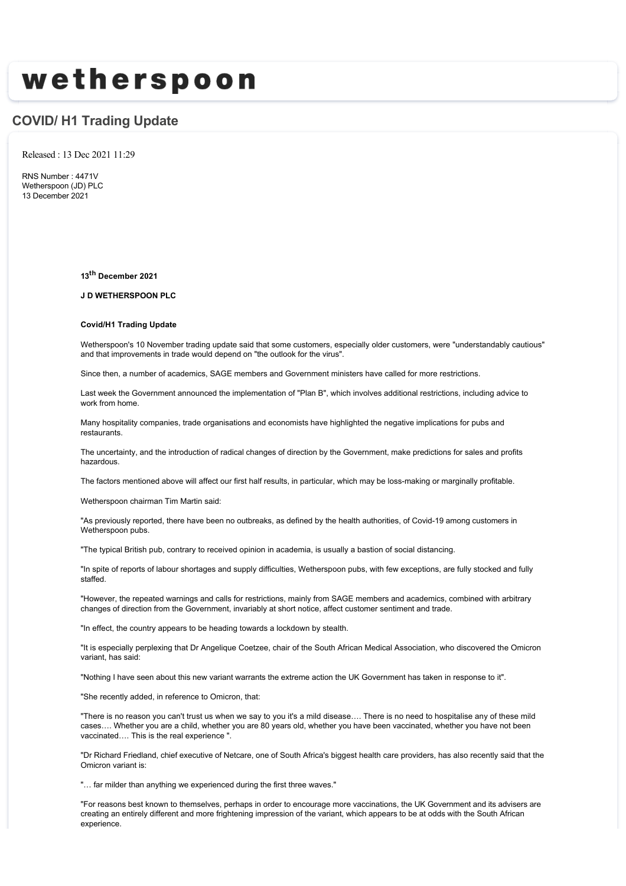# wetherspoon

## COVID/ H1 Trading Update

Released : 13 Dec 2021 11:29

RNS Number : 4471V
Wetherspoon (JD) PLC
13 December 2021

**13th December 2021**

**J D WETHERSPOON PLC**

**Covid/H1 Trading Update**

Wetherspoon's 10 November trading update said that some customers, especially older customers, were "understandably cautious" and that improvements in trade would depend on "the outlook for the virus".

Since then, a number of academics, SAGE members and Government ministers have called for more restrictions.

Last week the Government announced the implementation of "Plan B", which involves additional restrictions, including advice to work from home.

Many hospitality companies, trade organisations and economists have highlighted the negative implications for pubs and restaurants.

The uncertainty, and the introduction of radical changes of direction by the Government, make predictions for sales and profits hazardous.

The factors mentioned above will affect our first half results, in particular, which may be loss-making or marginally profitable.

Wetherspoon chairman Tim Martin said:

"As previously reported, there have been no outbreaks, as defined by the health authorities, of Covid-19 among customers in Wetherspoon pubs.

"The typical British pub, contrary to received opinion in academia, is usually a bastion of social distancing.

"In spite of reports of labour shortages and supply difficulties, Wetherspoon pubs, with few exceptions, are fully stocked and fully staffed.

"However, the repeated warnings and calls for restrictions, mainly from SAGE members and academics, combined with arbitrary changes of direction from the Government, invariably at short notice, affect customer sentiment and trade.

"In effect, the country appears to be heading towards a lockdown by stealth.

"It is especially perplexing that Dr Angelique Coetzee, chair of the South African Medical Association, who discovered the Omicron variant, has said:

"Nothing I have seen about this new variant warrants the extreme action the UK Government has taken in response to it".

"She recently added, in reference to Omicron, that:

"There is no reason you can't trust us when we say to you it's a mild disease…. There is no need to hospitalise any of these mild cases…. Whether you are a child, whether you are 80 years old, whether you have been vaccinated, whether you have not been vaccinated…. This is the real experience ".

"Dr Richard Friedland, chief executive of Netcare, one of South Africa's biggest health care providers, has also recently said that the Omicron variant is:

"… far milder than anything we experienced during the first three waves."

"For reasons best known to themselves, perhaps in order to encourage more vaccinations, the UK Government and its advisers are creating an entirely different and more frightening impression of the variant, which appears to be at odds with the South African experience.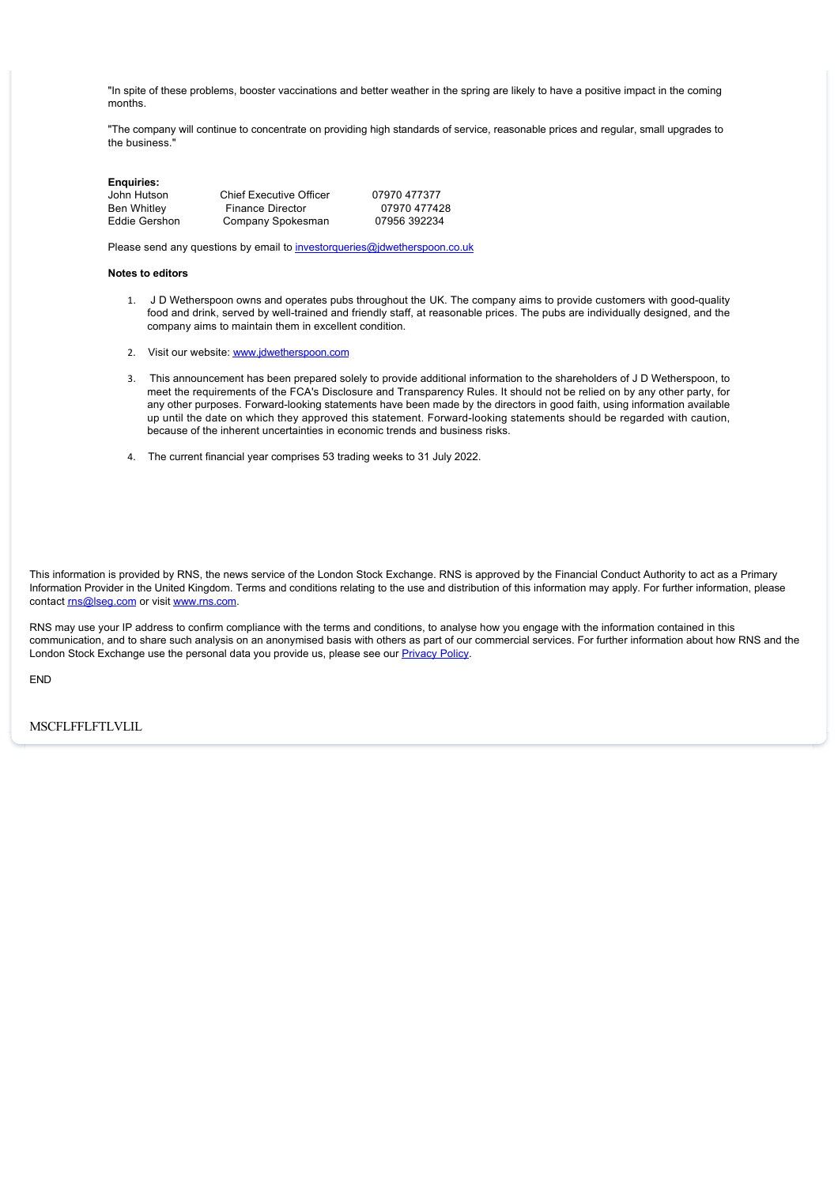"In spite of these problems, booster vaccinations and better weather in the spring are likely to have a positive impact in the coming months.

"The company will continue to concentrate on providing high standards of service, reasonable prices and regular, small upgrades to the business."

**Enquiries:**

| | | |
|---|---|---|
| John Hutson | Chief Executive Officer | 07970 477377 |
| Ben Whitley | Finance Director | 07970 477428 |
| Eddie Gershon | Company Spokesman | 07956 392234 |

Please send any questions by email to investorqueries@jdwetherspoon.co.uk

**Notes to editors**

1. J D Wetherspoon owns and operates pubs throughout the UK. The company aims to provide customers with good-quality food and drink, served by well-trained and friendly staff, at reasonable prices. The pubs are individually designed, and the company aims to maintain them in excellent condition.

2. Visit our website: www.jdwetherspoon.com

3. This announcement has been prepared solely to provide additional information to the shareholders of J D Wetherspoon, to meet the requirements of the FCA's Disclosure and Transparency Rules. It should not be relied on by any other party, for any other purposes. Forward-looking statements have been made by the directors in good faith, using information available up until the date on which they approved this statement. Forward-looking statements should be regarded with caution, because of the inherent uncertainties in economic trends and business risks.

4. The current financial year comprises 53 trading weeks to 31 July 2022.

This information is provided by RNS, the news service of the London Stock Exchange. RNS is approved by the Financial Conduct Authority to act as a Primary Information Provider in the United Kingdom. Terms and conditions relating to the use and distribution of this information may apply. For further information, please contact rns@lseg.com or visit www.rns.com.

RNS may use your IP address to confirm compliance with the terms and conditions, to analyse how you engage with the information contained in this communication, and to share such analysis on an anonymised basis with others as part of our commercial services. For further information about how RNS and the London Stock Exchange use the personal data you provide us, please see our Privacy Policy.

END

MSCFLFFLFTLVLIL